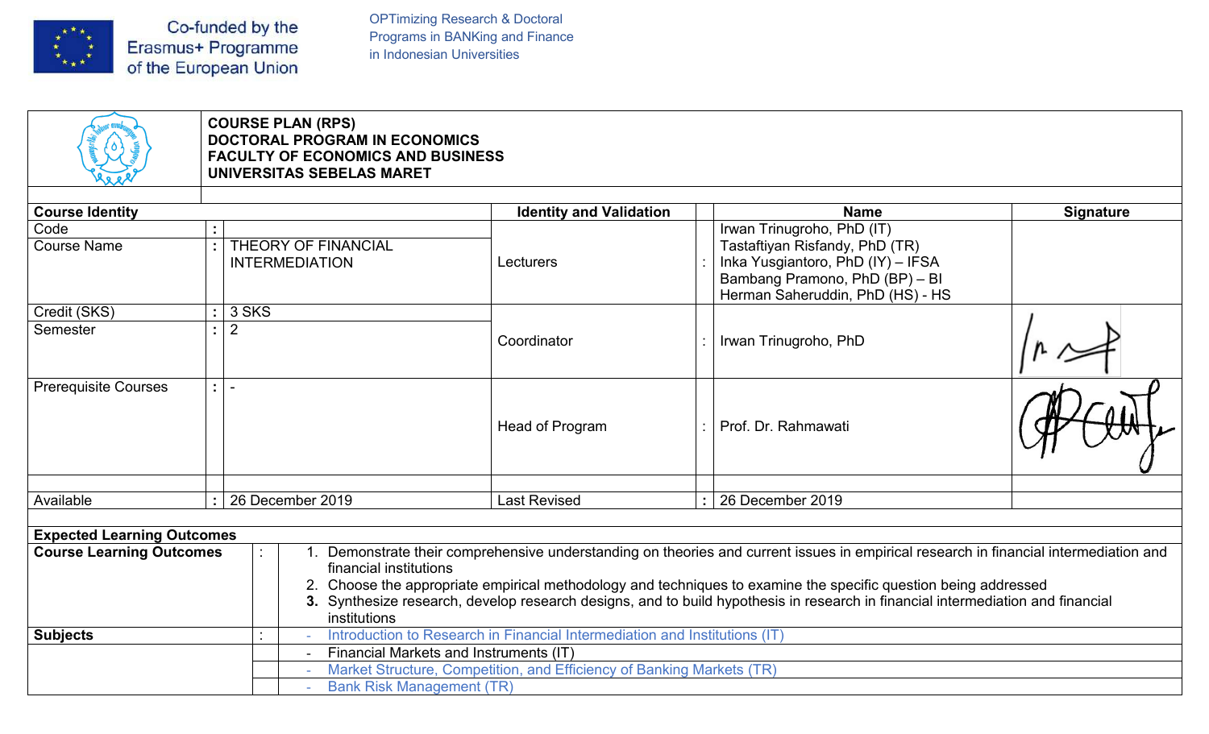Co-funded by the Erasmus+ Programme of the European Union

OPTimizing Research & Doctoral Programs in BANKing and Finance in Indonesian Universities

**COURSE PLAN (RPS)**
**DOCTORAL PROGRAM IN ECONOMICS**
**FACULTY OF ECONOMICS AND BUSINESS**
**UNIVERSITAS SEBELAS MARET**

| **Course Identity** | | | **Identity and Validation** | | **Name** | **Signature** |
|---|---|---|---|---|---|---|
| Code | : | | Lecturers | : | Irwan Trinugroho, PhD (IT)<br>Tastaftiyan Risfandy, PhD (TR)<br>Inka Yusgiantoro, PhD (IY) – IFSA<br>Bambang Pramono, PhD (BP) – BI<br>Herman Saheruddin, PhD (HS) - HS | |
| Course Name | : | THEORY OF FINANCIAL INTERMEDIATION | | | | |
| Credit (SKS) | : | 3 SKS | Coordinator | : | Irwan Trinugroho, PhD | [signature] |
| Semester | : | 2 | | | | |
| Prerequisite Courses | : | - | Head of Program | : | Prof. Dr. Rahmawati | [signature] |
| Available | : | 26 December 2019 | Last Revised | : | 26 December 2019 | |

**Expected Learning Outcomes**

| | | |
|---|---|---|
| **Course Learning Outcomes** | : | 1. Demonstrate their comprehensive understanding on theories and current issues in empirical research in financial intermediation and financial institutions<br>2. Choose the appropriate empirical methodology and techniques to examine the specific question being addressed<br>3. Synthesize research, develop research designs, and to build hypothesis in research in financial intermediation and financial institutions |
| **Subjects** | : | - Introduction to Research in Financial Intermediation and Institutions (IT) |
| | | - Financial Markets and Instruments (IT) |
| | | - Market Structure, Competition, and Efficiency of Banking Markets (TR) |
| | | - Bank Risk Management (TR) |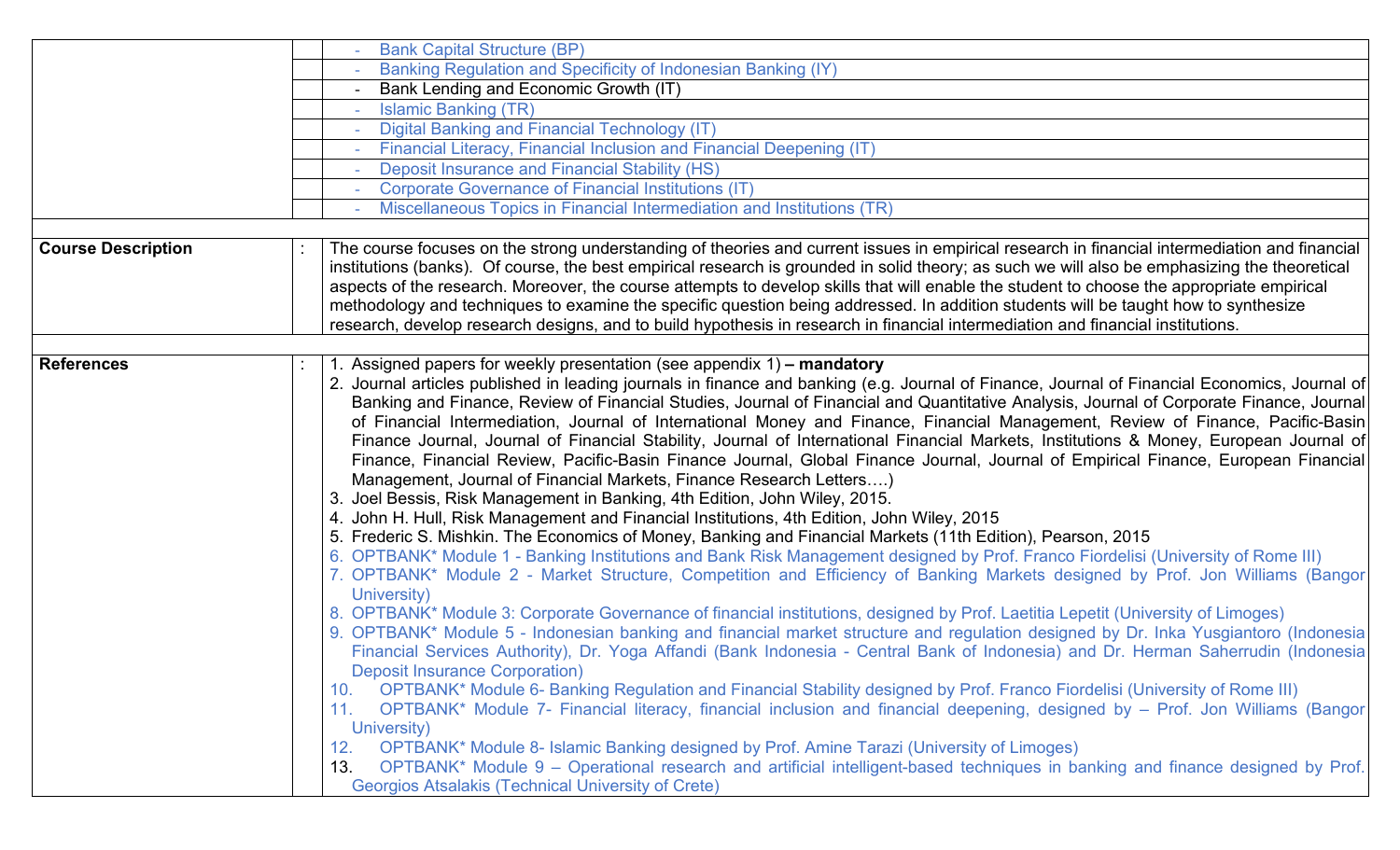| | | |
|---|---|---|
| | | - Bank Capital Structure (BP) |
| | | - Banking Regulation and Specificity of Indonesian Banking (IY) |
| | | - Bank Lending and Economic Growth (IT) |
| | | - Islamic Banking (TR) |
| | | - Digital Banking and Financial Technology (IT) |
| | | - Financial Literacy, Financial Inclusion and Financial Deepening (IT) |
| | | - Deposit Insurance and Financial Stability (HS) |
| | | - Corporate Governance of Financial Institutions (IT) |
| | | - Miscellaneous Topics in Financial Intermediation and Institutions (TR) |
| | | |
| **Course Description** | : | The course focuses on the strong understanding of theories and current issues in empirical research in financial intermediation and financial institutions (banks). Of course, the best empirical research is grounded in solid theory; as such we will also be emphasizing the theoretical aspects of the research. Moreover, the course attempts to develop skills that will enable the student to choose the appropriate empirical methodology and techniques to examine the specific question being addressed. In addition students will be taught how to synthesize research, develop research designs, and to build hypothesis in research in financial intermediation and financial institutions. |
| | | |
| **References** | : | 1. Assigned papers for weekly presentation (see appendix 1) **– mandatory**<br>2. Journal articles published in leading journals in finance and banking (e.g. Journal of Finance, Journal of Financial Economics, Journal of Banking and Finance, Review of Financial Studies, Journal of Financial and Quantitative Analysis, Journal of Corporate Finance, Journal of Financial Intermediation, Journal of International Money and Finance, Financial Management, Review of Finance, Pacific-Basin Finance Journal, Journal of Financial Stability, Journal of International Financial Markets, Institutions & Money, European Journal of Finance, Financial Review, Pacific-Basin Finance Journal, Global Finance Journal, Journal of Empirical Finance, European Financial Management, Journal of Financial Markets, Finance Research Letters….)<br>3. Joel Bessis, Risk Management in Banking, 4th Edition, John Wiley, 2015.<br>4. John H. Hull, Risk Management and Financial Institutions, 4th Edition, John Wiley, 2015<br>5. Frederic S. Mishkin. The Economics of Money, Banking and Financial Markets (11th Edition), Pearson, 2015<br>6. OPTBANK* Module 1 - Banking Institutions and Bank Risk Management designed by Prof. Franco Fiordelisi (University of Rome III)<br>7. OPTBANK* Module 2 - Market Structure, Competition and Efficiency of Banking Markets designed by Prof. Jon Williams (Bangor University)<br>8. OPTBANK* Module 3: Corporate Governance of financial institutions, designed by Prof. Laetitia Lepetit (University of Limoges)<br>9. OPTBANK* Module 5 - Indonesian banking and financial market structure and regulation designed by Dr. Inka Yusgiantoro (Indonesia Financial Services Authority), Dr. Yoga Affandi (Bank Indonesia - Central Bank of Indonesia) and Dr. Herman Saherrudin (Indonesia Deposit Insurance Corporation)<br>10. OPTBANK* Module 6- Banking Regulation and Financial Stability designed by Prof. Franco Fiordelisi (University of Rome III)<br>11. OPTBANK* Module 7- Financial literacy, financial inclusion and financial deepening, designed by – Prof. Jon Williams (Bangor University)<br>12. OPTBANK* Module 8- Islamic Banking designed by Prof. Amine Tarazi (University of Limoges)<br>13. OPTBANK* Module 9 – Operational research and artificial intelligent-based techniques in banking and finance designed by Prof. Georgios Atsalakis (Technical University of Crete) |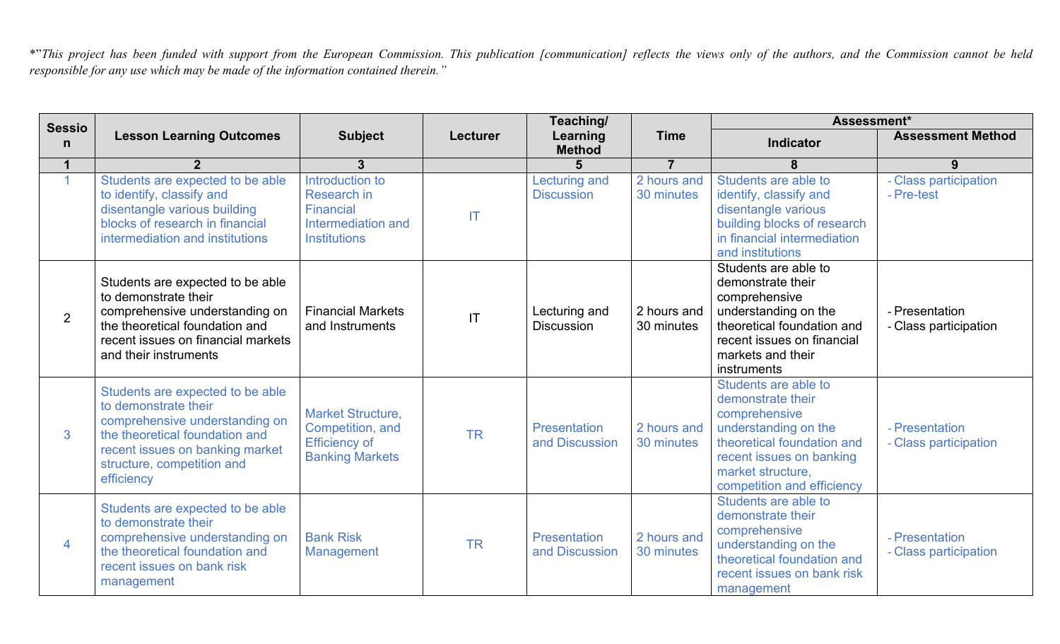*"This project has been funded with support from the European Commission. This publication [communication] reflects the views only of the authors, and the Commission cannot be held responsible for any use which may be made of the information contained therein."*

| Session | Lesson Learning Outcomes | Subject | Lecturer | Teaching/ Learning Method | Time | Assessment* | |
|---|---|---|---|---|---|---|---|
| | | | | | | Indicator | Assessment Method |
| 1 | 2 | 3 | | 5 | 7 | 8 | 9 |
| 1 | Students are expected to be able to identify, classify and disentangle various building blocks of research in financial intermediation and institutions | Introduction to Research in Financial Intermediation and Institutions | IT | Lecturing and Discussion | 2 hours and 30 minutes | Students are able to identify, classify and disentangle various building blocks of research in financial intermediation and institutions | - Class participation<br>- Pre-test |
| 2 | Students are expected to be able to demonstrate their comprehensive understanding on the theoretical foundation and recent issues on financial markets and their instruments | Financial Markets and Instruments | IT | Lecturing and Discussion | 2 hours and 30 minutes | Students are able to demonstrate their comprehensive understanding on the theoretical foundation and recent issues on financial markets and their instruments | - Presentation<br>- Class participation |
| 3 | Students are expected to be able to demonstrate their comprehensive understanding on the theoretical foundation and recent issues on banking market structure, competition and efficiency | Market Structure, Competition, and Efficiency of Banking Markets | TR | Presentation and Discussion | 2 hours and 30 minutes | Students are able to demonstrate their comprehensive understanding on the theoretical foundation and recent issues on banking market structure, competition and efficiency | - Presentation<br>- Class participation |
| 4 | Students are expected to be able to demonstrate their comprehensive understanding on the theoretical foundation and recent issues on bank risk management | Bank Risk Management | TR | Presentation and Discussion | 2 hours and 30 minutes | Students are able to demonstrate their comprehensive understanding on the theoretical foundation and recent issues on bank risk management | - Presentation<br>- Class participation |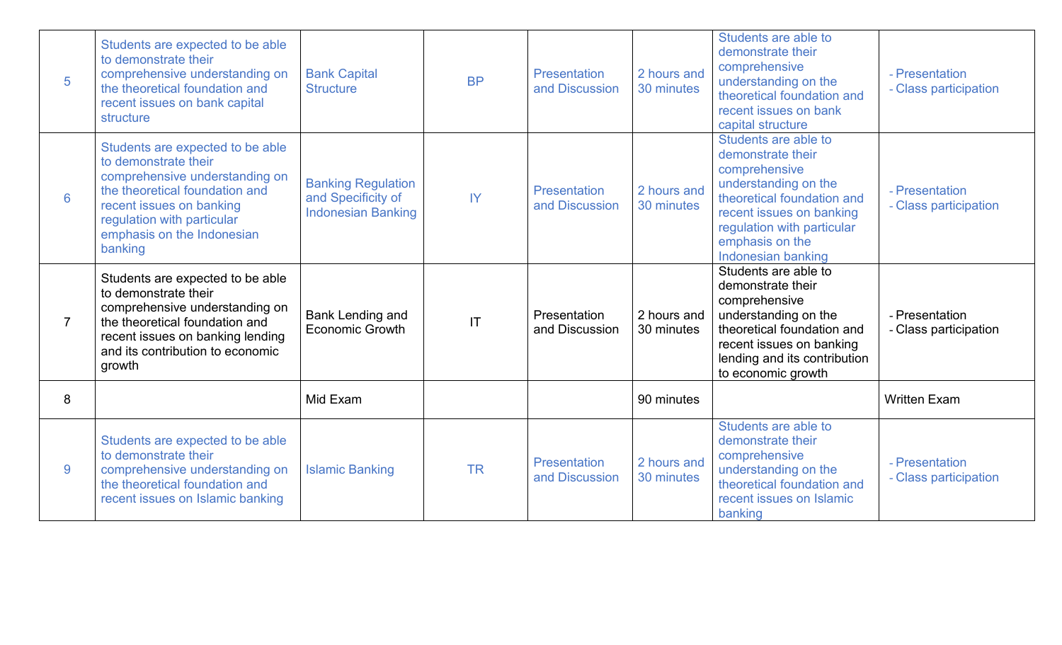| 5 | Students are expected to be able to demonstrate their comprehensive understanding on the theoretical foundation and recent issues on bank capital structure | Bank Capital Structure | BP | Presentation and Discussion | 2 hours and 30 minutes | Students are able to demonstrate their comprehensive understanding on the theoretical foundation and recent issues on bank capital structure | - Presentation<br>- Class participation |
|---|---|---|---|---|---|---|---|
| 6 | Students are expected to be able to demonstrate their comprehensive understanding on the theoretical foundation and recent issues on banking regulation with particular emphasis on the Indonesian banking | Banking Regulation and Specificity of Indonesian Banking | IY | Presentation and Discussion | 2 hours and 30 minutes | Students are able to demonstrate their comprehensive understanding on the theoretical foundation and recent issues on banking regulation with particular emphasis on the Indonesian banking | - Presentation<br>- Class participation |
| 7 | Students are expected to be able to demonstrate their comprehensive understanding on the theoretical foundation and recent issues on banking lending and its contribution to economic growth | Bank Lending and Economic Growth | IT | Presentation and Discussion | 2 hours and 30 minutes | Students are able to demonstrate their comprehensive understanding on the theoretical foundation and recent issues on banking lending and its contribution to economic growth | - Presentation<br>- Class participation |
| 8 | | Mid Exam | | | 90 minutes | | Written Exam |
| 9 | Students are expected to be able to demonstrate their comprehensive understanding on the theoretical foundation and recent issues on Islamic banking | Islamic Banking | TR | Presentation and Discussion | 2 hours and 30 minutes | Students are able to demonstrate their comprehensive understanding on the theoretical foundation and recent issues on Islamic banking | - Presentation<br>- Class participation |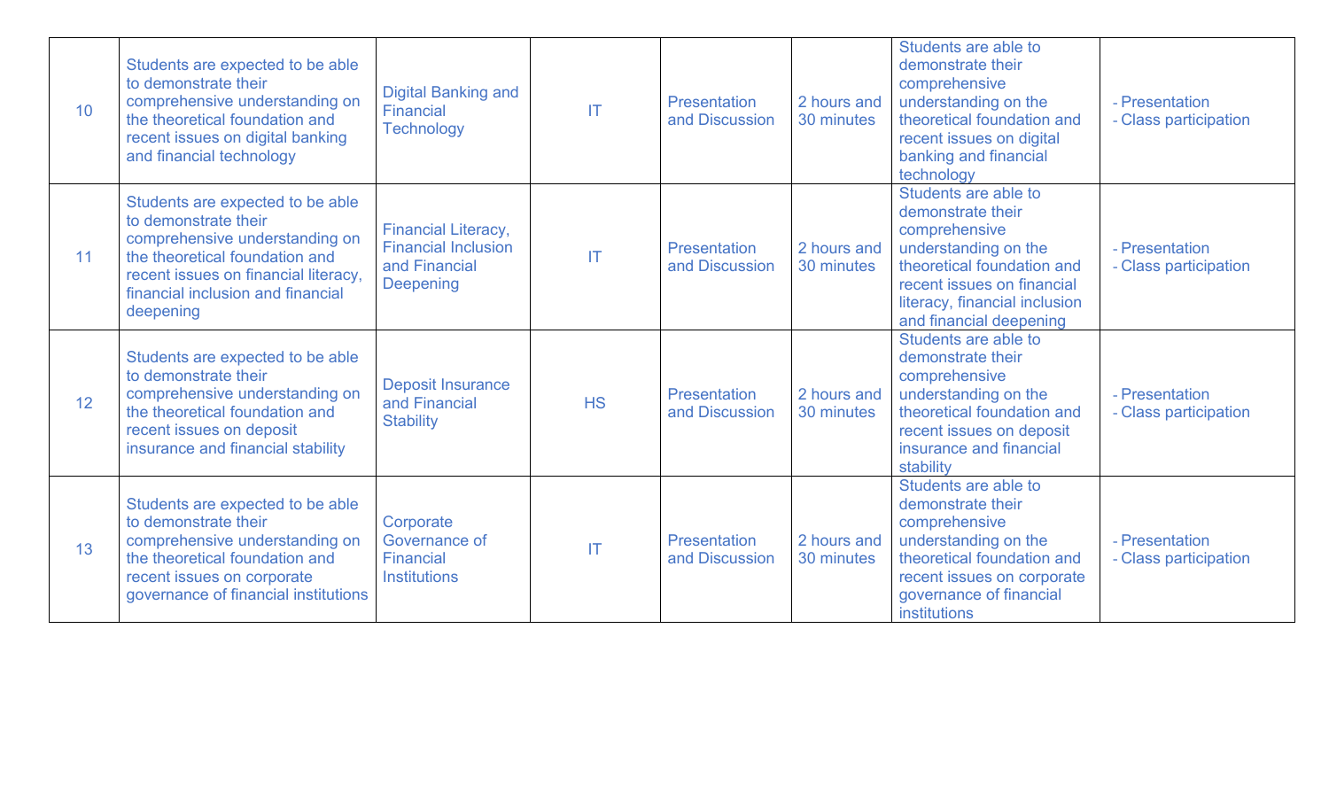| | | | | | | | |
|---|---|---|---|---|---|---|---|
| 10 | Students are expected to be able to demonstrate their comprehensive understanding on the theoretical foundation and recent issues on digital banking and financial technology | Digital Banking and Financial Technology | IT | Presentation and Discussion | 2 hours and 30 minutes | Students are able to demonstrate their comprehensive understanding on the theoretical foundation and recent issues on digital banking and financial technology | - Presentation<br>- Class participation |
| 11 | Students are expected to be able to demonstrate their comprehensive understanding on the theoretical foundation and recent issues on financial literacy, financial inclusion and financial deepening | Financial Literacy, Financial Inclusion and Financial Deepening | IT | Presentation and Discussion | 2 hours and 30 minutes | Students are able to demonstrate their comprehensive understanding on the theoretical foundation and recent issues on financial literacy, financial inclusion and financial deepening | - Presentation<br>- Class participation |
| 12 | Students are expected to be able to demonstrate their comprehensive understanding on the theoretical foundation and recent issues on deposit insurance and financial stability | Deposit Insurance and Financial Stability | HS | Presentation and Discussion | 2 hours and 30 minutes | Students are able to demonstrate their comprehensive understanding on the theoretical foundation and recent issues on deposit insurance and financial stability | - Presentation<br>- Class participation |
| 13 | Students are expected to be able to demonstrate their comprehensive understanding on the theoretical foundation and recent issues on corporate governance of financial institutions | Corporate Governance of Financial Institutions | IT | Presentation and Discussion | 2 hours and 30 minutes | Students are able to demonstrate their comprehensive understanding on the theoretical foundation and recent issues on corporate governance of financial institutions | - Presentation<br>- Class participation |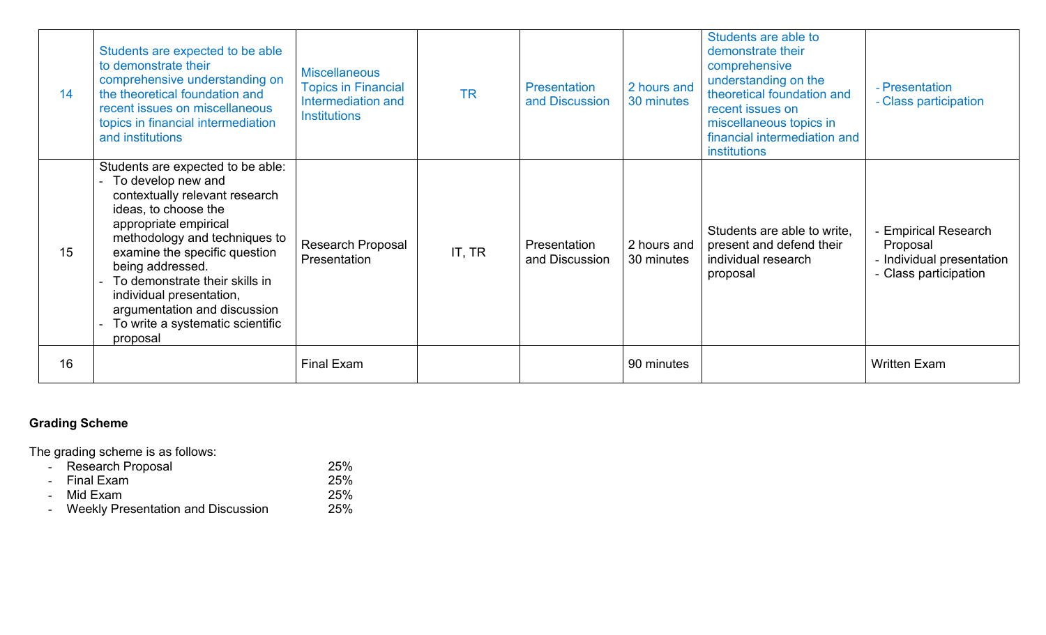| | | | | | | | |
|---|---|---|---|---|---|---|---|
| 14 | Students are expected to be able to demonstrate their comprehensive understanding on the theoretical foundation and recent issues on miscellaneous topics in financial intermediation and institutions | Miscellaneous Topics in Financial Intermediation and Institutions | TR | Presentation and Discussion | 2 hours and 30 minutes | Students are able to demonstrate their comprehensive understanding on the theoretical foundation and recent issues on miscellaneous topics in financial intermediation and institutions | - Presentation<br>- Class participation |
| 15 | Students are expected to be able:<br>- To develop new and contextually relevant research ideas, to choose the appropriate empirical methodology and techniques to examine the specific question being addressed.<br>- To demonstrate their skills in individual presentation, argumentation and discussion<br>- To write a systematic scientific proposal | Research Proposal Presentation | IT, TR | Presentation and Discussion | 2 hours and 30 minutes | Students are able to write, present and defend their individual research proposal | - Empirical Research Proposal<br>- Individual presentation<br>- Class participation |
| 16 | | Final Exam | | | 90 minutes | | Written Exam |

**Grading Scheme**

The grading scheme is as follows:

- Research Proposal 25%
- Final Exam 25%
- Mid Exam 25%
- Weekly Presentation and Discussion 25%